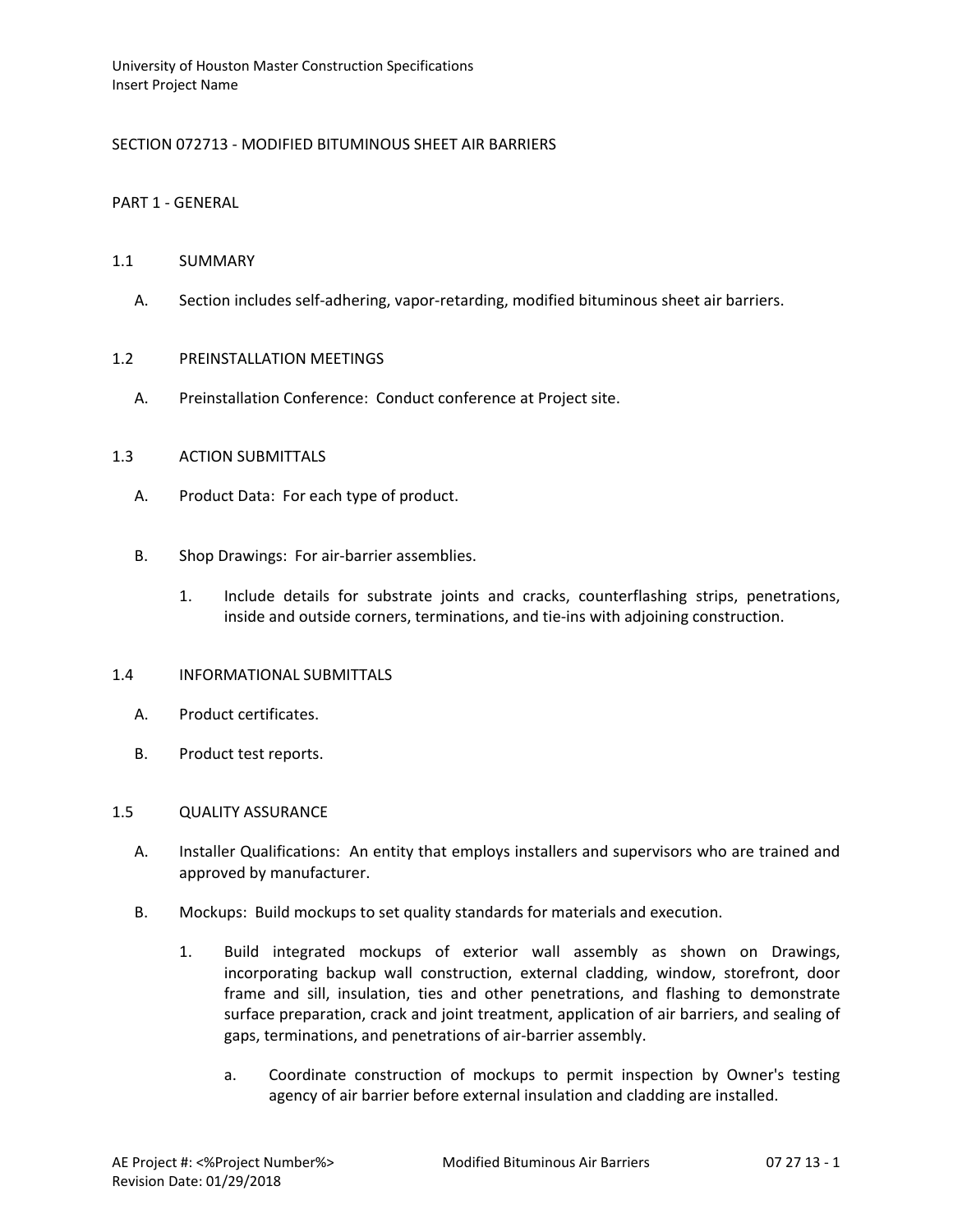# SECTION 072713 - MODIFIED BITUMINOUS SHEET AIR BARRIERS

## PART 1 - GENERAL

### 1.1 SUMMARY

A. Section includes self-adhering, vapor-retarding, modified bituminous sheet air barriers.

### 1.2 PREINSTALLATION MEETINGS

A. Preinstallation Conference: Conduct conference at Project site.

### 1.3 ACTION SUBMITTALS

A. Product Data: For each type of product.

B. Shop Drawings: For air-barrier assemblies.

1. Include details for substrate joints and cracks, counterflashing strips, penetrations, inside and outside corners, terminations, and tie-ins with adjoining construction.

### 1.4 INFORMATIONAL SUBMITTALS

A. Product certificates.

B. Product test reports.

### 1.5 QUALITY ASSURANCE

A. Installer Qualifications: An entity that employs installers and supervisors who are trained and approved by manufacturer.

B. Mockups: Build mockups to set quality standards for materials and execution.

1. Build integrated mockups of exterior wall assembly as shown on Drawings, incorporating backup wall construction, external cladding, window, storefront, door frame and sill, insulation, ties and other penetrations, and flashing to demonstrate surface preparation, crack and joint treatment, application of air barriers, and sealing of gaps, terminations, and penetrations of air-barrier assembly.

   a. Coordinate construction of mockups to permit inspection by Owner's testing agency of air barrier before external insulation and cladding are installed.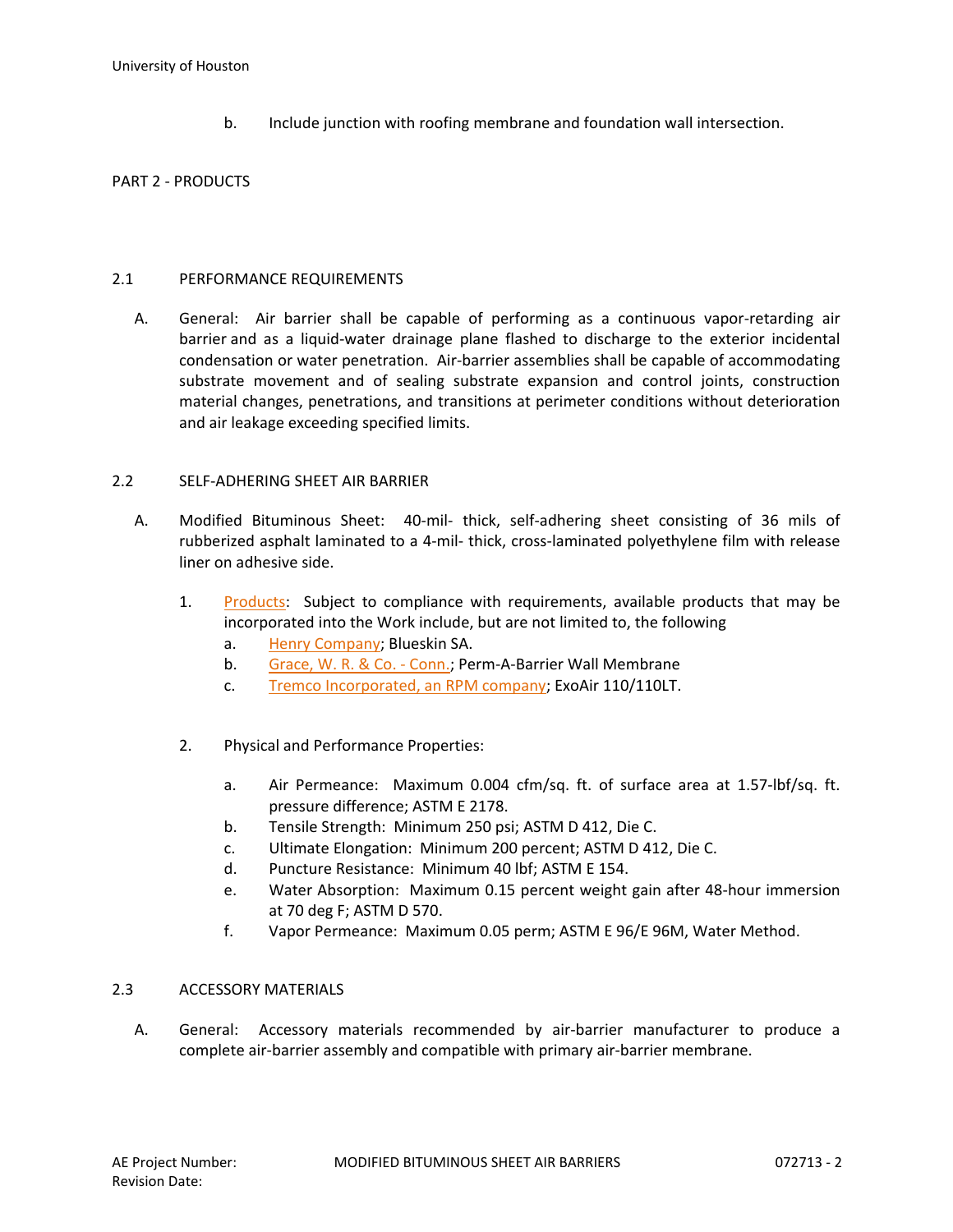b. Include junction with roofing membrane and foundation wall intersection.

## PART 2 - PRODUCTS

### 2.1 PERFORMANCE REQUIREMENTS

A. General: Air barrier shall be capable of performing as a continuous vapor-retarding air barrier and as a liquid-water drainage plane flashed to discharge to the exterior incidental condensation or water penetration. Air-barrier assemblies shall be capable of accommodating substrate movement and of sealing substrate expansion and control joints, construction material changes, penetrations, and transitions at perimeter conditions without deterioration and air leakage exceeding specified limits.

### 2.2 SELF-ADHERING SHEET AIR BARRIER

A. Modified Bituminous Sheet: 40-mil- thick, self-adhering sheet consisting of 36 mils of rubberized asphalt laminated to a 4-mil- thick, cross-laminated polyethylene film with release liner on adhesive side.

1. Products: Subject to compliance with requirements, available products that may be incorporated into the Work include, but are not limited to, the following
   a. Henry Company; Blueskin SA.
   b. Grace, W. R. & Co. - Conn.; Perm-A-Barrier Wall Membrane
   c. Tremco Incorporated, an RPM company; ExoAir 110/110LT.

2. Physical and Performance Properties:
   a. Air Permeance: Maximum 0.004 cfm/sq. ft. of surface area at 1.57-lbf/sq. ft. pressure difference; ASTM E 2178.
   b. Tensile Strength: Minimum 250 psi; ASTM D 412, Die C.
   c. Ultimate Elongation: Minimum 200 percent; ASTM D 412, Die C.
   d. Puncture Resistance: Minimum 40 lbf; ASTM E 154.
   e. Water Absorption: Maximum 0.15 percent weight gain after 48-hour immersion at 70 deg F; ASTM D 570.
   f. Vapor Permeance: Maximum 0.05 perm; ASTM E 96/E 96M, Water Method.

### 2.3 ACCESSORY MATERIALS

A. General: Accessory materials recommended by air-barrier manufacturer to produce a complete air-barrier assembly and compatible with primary air-barrier membrane.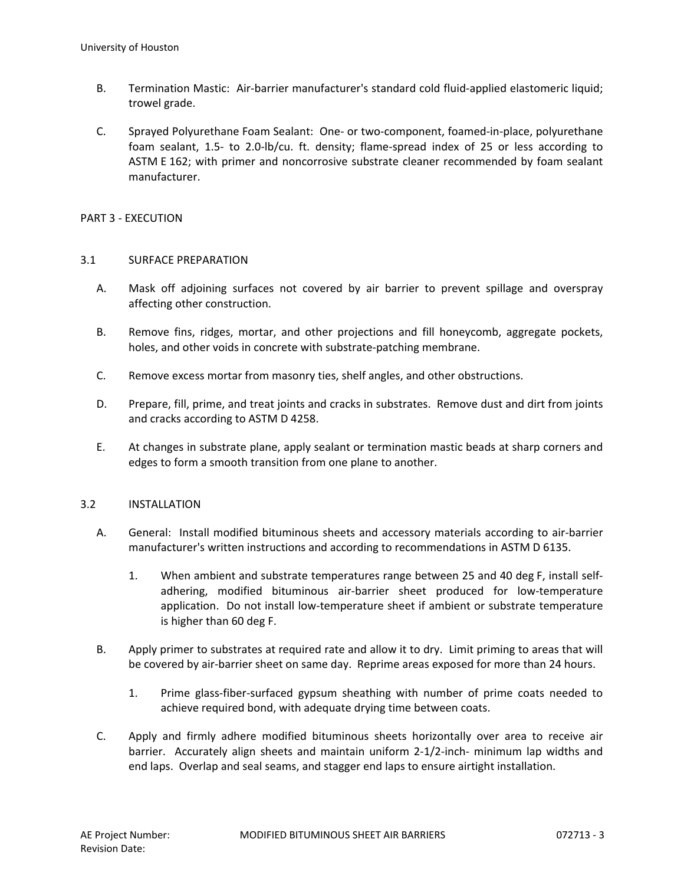B. Termination Mastic: Air-barrier manufacturer's standard cold fluid-applied elastomeric liquid; trowel grade.

C. Sprayed Polyurethane Foam Sealant: One- or two-component, foamed-in-place, polyurethane foam sealant, 1.5- to 2.0-lb/cu. ft. density; flame-spread index of 25 or less according to ASTM E 162; with primer and noncorrosive substrate cleaner recommended by foam sealant manufacturer.

## PART 3 - EXECUTION

### 3.1 SURFACE PREPARATION

A. Mask off adjoining surfaces not covered by air barrier to prevent spillage and overspray affecting other construction.

B. Remove fins, ridges, mortar, and other projections and fill honeycomb, aggregate pockets, holes, and other voids in concrete with substrate-patching membrane.

C. Remove excess mortar from masonry ties, shelf angles, and other obstructions.

D. Prepare, fill, prime, and treat joints and cracks in substrates. Remove dust and dirt from joints and cracks according to ASTM D 4258.

E. At changes in substrate plane, apply sealant or termination mastic beads at sharp corners and edges to form a smooth transition from one plane to another.

### 3.2 INSTALLATION

A. General: Install modified bituminous sheets and accessory materials according to air-barrier manufacturer's written instructions and according to recommendations in ASTM D 6135.

1. When ambient and substrate temperatures range between 25 and 40 deg F, install self-adhering, modified bituminous air-barrier sheet produced for low-temperature application. Do not install low-temperature sheet if ambient or substrate temperature is higher than 60 deg F.

B. Apply primer to substrates at required rate and allow it to dry. Limit priming to areas that will be covered by air-barrier sheet on same day. Reprime areas exposed for more than 24 hours.

1. Prime glass-fiber-surfaced gypsum sheathing with number of prime coats needed to achieve required bond, with adequate drying time between coats.

C. Apply and firmly adhere modified bituminous sheets horizontally over area to receive air barrier. Accurately align sheets and maintain uniform 2-1/2-inch- minimum lap widths and end laps. Overlap and seal seams, and stagger end laps to ensure airtight installation.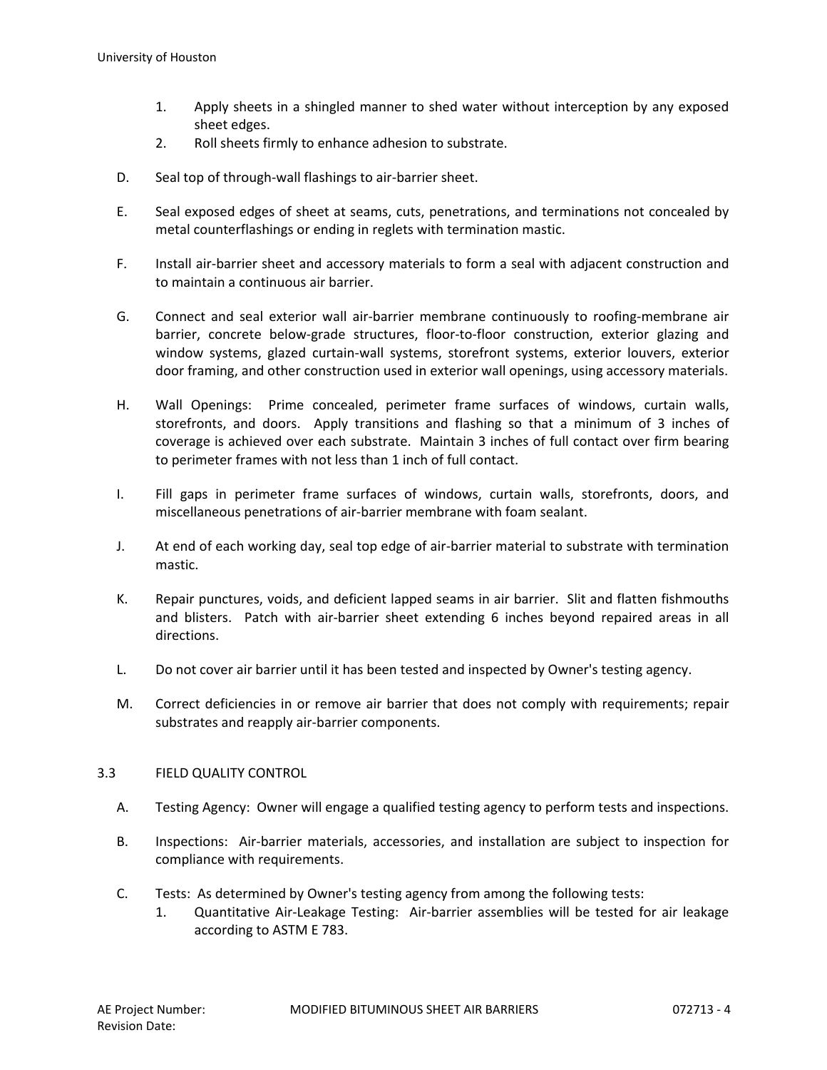1. Apply sheets in a shingled manner to shed water without interception by any exposed sheet edges.
2. Roll sheets firmly to enhance adhesion to substrate.

D. Seal top of through-wall flashings to air-barrier sheet.

E. Seal exposed edges of sheet at seams, cuts, penetrations, and terminations not concealed by metal counterflashings or ending in reglets with termination mastic.

F. Install air-barrier sheet and accessory materials to form a seal with adjacent construction and to maintain a continuous air barrier.

G. Connect and seal exterior wall air-barrier membrane continuously to roofing-membrane air barrier, concrete below-grade structures, floor-to-floor construction, exterior glazing and window systems, glazed curtain-wall systems, storefront systems, exterior louvers, exterior door framing, and other construction used in exterior wall openings, using accessory materials.

H. Wall Openings: Prime concealed, perimeter frame surfaces of windows, curtain walls, storefronts, and doors. Apply transitions and flashing so that a minimum of 3 inches of coverage is achieved over each substrate. Maintain 3 inches of full contact over firm bearing to perimeter frames with not less than 1 inch of full contact.

I. Fill gaps in perimeter frame surfaces of windows, curtain walls, storefronts, doors, and miscellaneous penetrations of air-barrier membrane with foam sealant.

J. At end of each working day, seal top edge of air-barrier material to substrate with termination mastic.

K. Repair punctures, voids, and deficient lapped seams in air barrier. Slit and flatten fishmouths and blisters. Patch with air-barrier sheet extending 6 inches beyond repaired areas in all directions.

L. Do not cover air barrier until it has been tested and inspected by Owner's testing agency.

M. Correct deficiencies in or remove air barrier that does not comply with requirements; repair substrates and reapply air-barrier components.

## 3.3 FIELD QUALITY CONTROL

A. Testing Agency: Owner will engage a qualified testing agency to perform tests and inspections.

B. Inspections: Air-barrier materials, accessories, and installation are subject to inspection for compliance with requirements.

C. Tests: As determined by Owner's testing agency from among the following tests:

1. Quantitative Air-Leakage Testing: Air-barrier assemblies will be tested for air leakage according to ASTM E 783.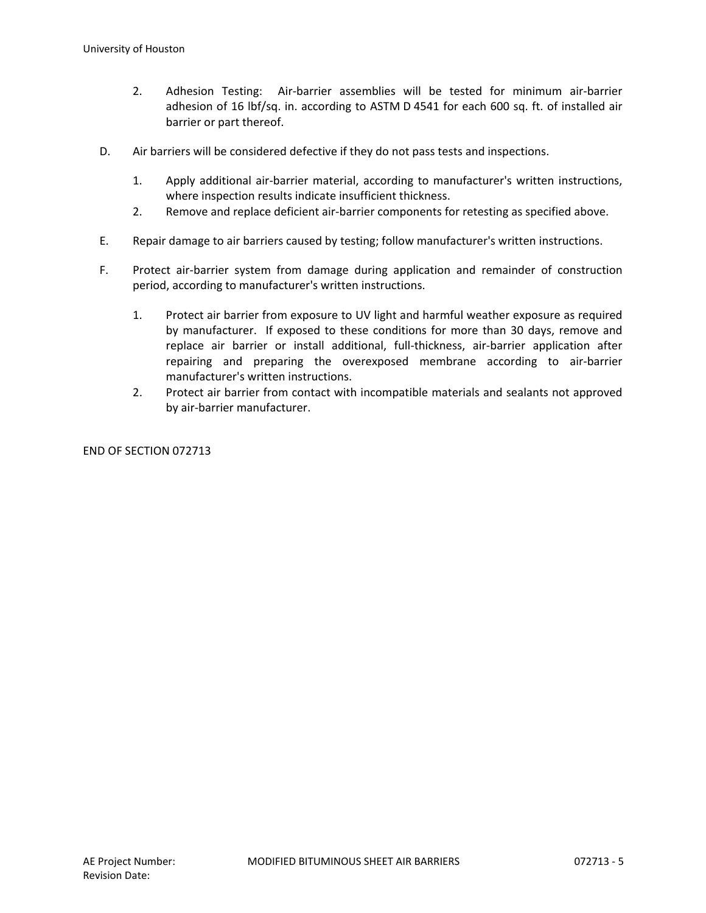2. Adhesion Testing: Air-barrier assemblies will be tested for minimum air-barrier adhesion of 16 lbf/sq. in. according to ASTM D 4541 for each 600 sq. ft. of installed air barrier or part thereof.

D. Air barriers will be considered defective if they do not pass tests and inspections.

1. Apply additional air-barrier material, according to manufacturer's written instructions, where inspection results indicate insufficient thickness.
2. Remove and replace deficient air-barrier components for retesting as specified above.

E. Repair damage to air barriers caused by testing; follow manufacturer's written instructions.

F. Protect air-barrier system from damage during application and remainder of construction period, according to manufacturer's written instructions.

1. Protect air barrier from exposure to UV light and harmful weather exposure as required by manufacturer. If exposed to these conditions for more than 30 days, remove and replace air barrier or install additional, full-thickness, air-barrier application after repairing and preparing the overexposed membrane according to air-barrier manufacturer's written instructions.
2. Protect air barrier from contact with incompatible materials and sealants not approved by air-barrier manufacturer.

END OF SECTION 072713